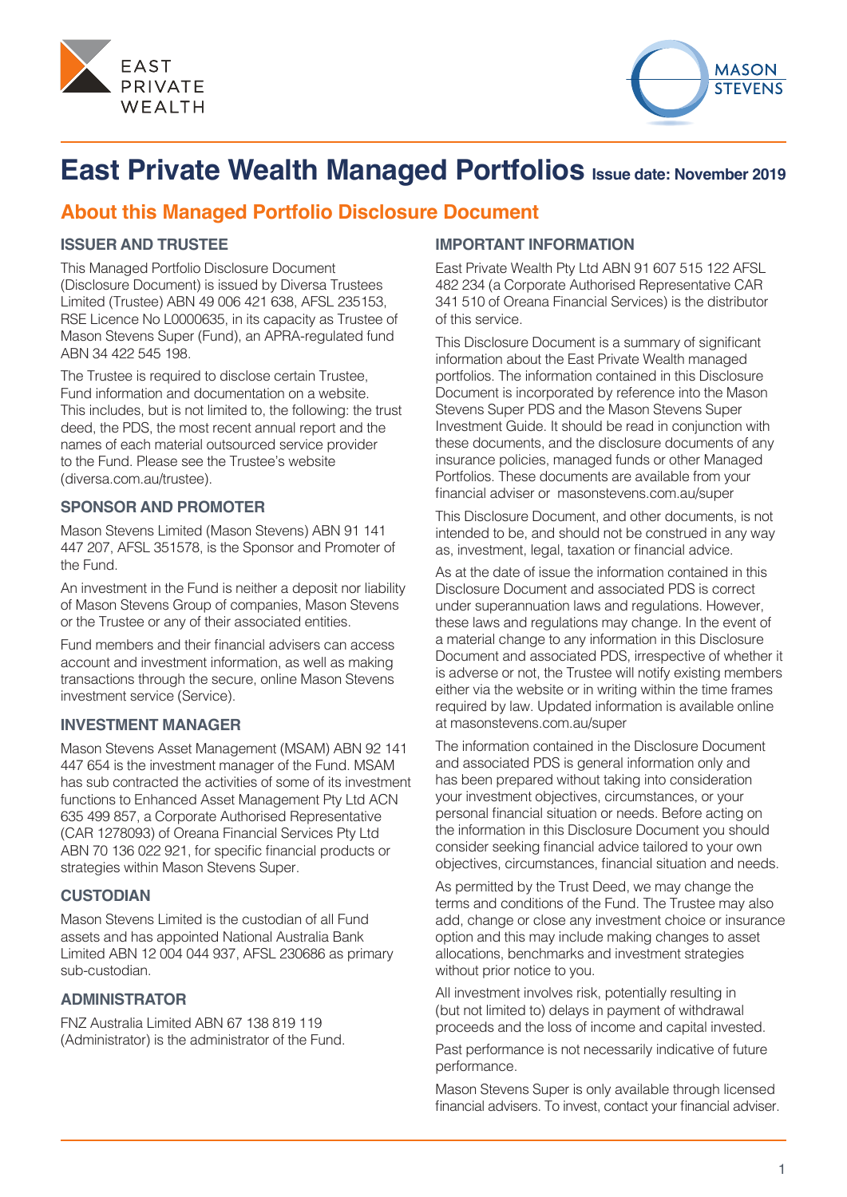# East Private Wealth Managed Portfolios Issue date: November 2019

## About this Managed Portfolio Disclosure Document

### ISSUER AND TRUSTEE

This Managed Portfolio Disclosure Document (Disclosure Document) is issued by Diversa Trustees Limited (Trustee) ABN 49 006 421 638, AFSL 235153, RSE Licence No L0000635, in its capacity as Trustee of Mason Stevens Super (Fund), an APRA-regulated fund ABN 34 422 545 198.

The Trustee is required to disclose certain Trustee, Fund information and documentation on a website. This includes, but is not limited to, the following: the trust deed, the PDS, the most recent annual report and the names of each material outsourced service provider to the Fund. Please see the Trustee's website (diversa.com.au/trustee).

### SPONSOR AND PROMOTER

Mason Stevens Limited (Mason Stevens) ABN 91 141 447 207, AFSL 351578, is the Sponsor and Promoter of the Fund.

An investment in the Fund is neither a deposit nor liability of Mason Stevens Group of companies, Mason Stevens or the Trustee or any of their associated entities.

Fund members and their financial advisers can access account and investment information, as well as making transactions through the secure, online Mason Stevens investment service (Service).

### INVESTMENT MANAGER

Mason Stevens Asset Management (MSAM) ABN 92 141 447 654 is the investment manager of the Fund. MSAM has sub contracted the activities of some of its investment functions to Enhanced Asset Management Pty Ltd ACN 635 499 857, a Corporate Authorised Representative (CAR 1278093) of Oreana Financial Services Pty Ltd ABN 70 136 022 921, for specific financial products or strategies within Mason Stevens Super.

### CUSTODIAN

Mason Stevens Limited is the custodian of all Fund assets and has appointed National Australia Bank Limited ABN 12 004 044 937, AFSL 230686 as primary sub-custodian.

### ADMINISTRATOR

FNZ Australia Limited ABN 67 138 819 119 (Administrator) is the administrator of the Fund.

### IMPORTANT INFORMATION

East Private Wealth Pty Ltd ABN 91 607 515 122 AFSL 482 234 (a Corporate Authorised Representative CAR 341 510 of Oreana Financial Services) is the distributor of this service.

This Disclosure Document is a summary of significant information about the East Private Wealth managed portfolios. The information contained in this Disclosure Document is incorporated by reference into the Mason Stevens Super PDS and the Mason Stevens Super Investment Guide. It should be read in conjunction with these documents, and the disclosure documents of any insurance policies, managed funds or other Managed Portfolios. These documents are available from your financial adviser or masonstevens.com.au/super

This Disclosure Document, and other documents, is not intended to be, and should not be construed in any way as, investment, legal, taxation or financial advice.

As at the date of issue the information contained in this Disclosure Document and associated PDS is correct under superannuation laws and regulations. However, these laws and regulations may change. In the event of a material change to any information in this Disclosure Document and associated PDS, irrespective of whether it is adverse or not, the Trustee will notify existing members either via the website or in writing within the time frames required by law. Updated information is available online at masonstevens.com.au/super

The information contained in the Disclosure Document and associated PDS is general information only and has been prepared without taking into consideration your investment objectives, circumstances, or your personal financial situation or needs. Before acting on the information in this Disclosure Document you should consider seeking financial advice tailored to your own objectives, circumstances, financial situation and needs.

As permitted by the Trust Deed, we may change the terms and conditions of the Fund. The Trustee may also add, change or close any investment choice or insurance option and this may include making changes to asset allocations, benchmarks and investment strategies without prior notice to you.

All investment involves risk, potentially resulting in (but not limited to) delays in payment of withdrawal proceeds and the loss of income and capital invested.

Past performance is not necessarily indicative of future performance.

Mason Stevens Super is only available through licensed financial advisers. To invest, contact your financial adviser.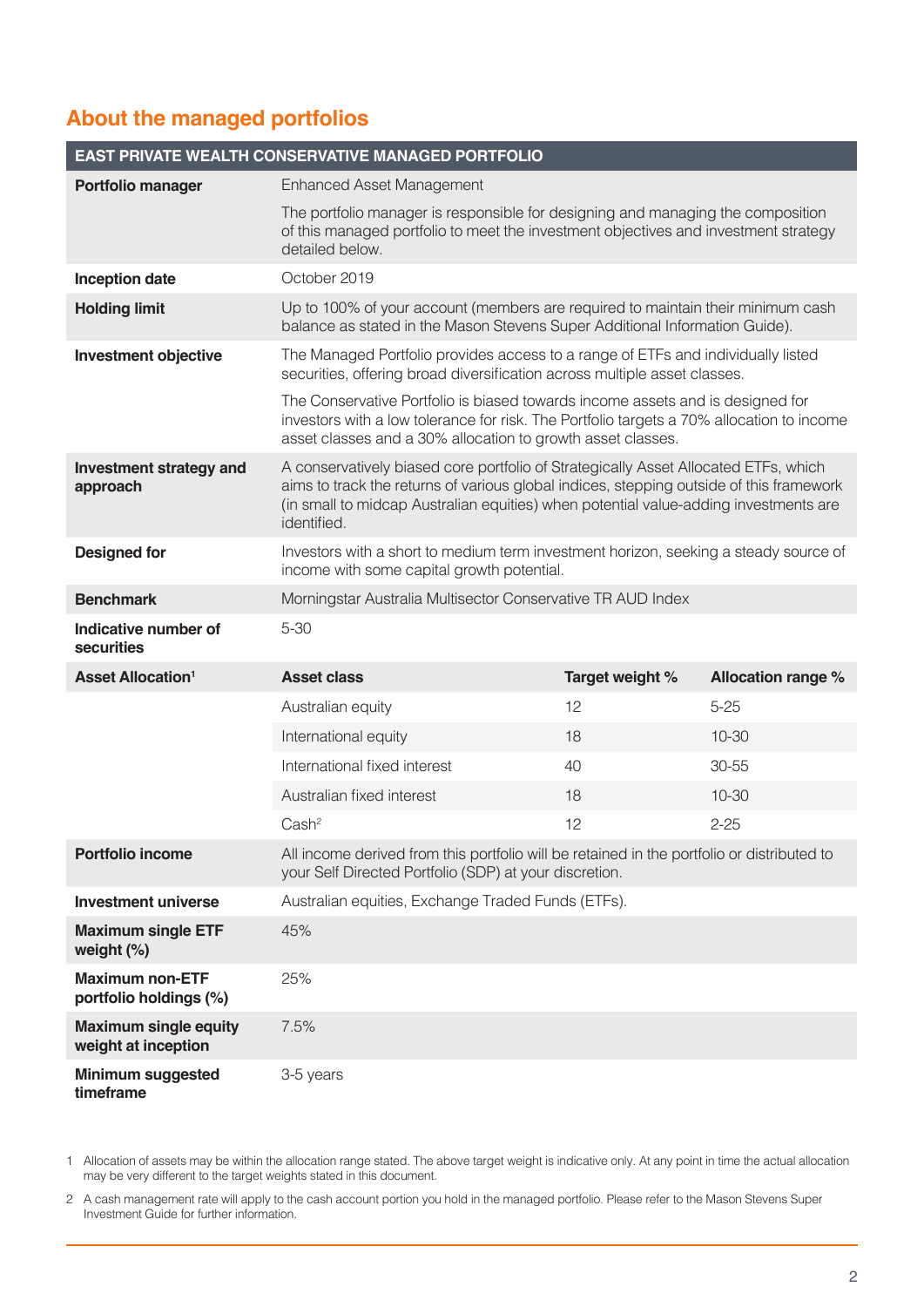## About the managed portfolios

| EAST PRIVATE WEALTH CONSERVATIVE MANAGED PORTFOLIO | | | |
|---|---|---|---|
| **Portfolio manager** | Enhanced Asset Management<br><br>The portfolio manager is responsible for designing and managing the composition of this managed portfolio to meet the investment objectives and investment strategy detailed below. | | |
| **Inception date** | October 2019 | | |
| **Holding limit** | Up to 100% of your account (members are required to maintain their minimum cash balance as stated in the Mason Stevens Super Additional Information Guide). | | |
| **Investment objective** | The Managed Portfolio provides access to a range of ETFs and individually listed securities, offering broad diversification across multiple asset classes.<br><br>The Conservative Portfolio is biased towards income assets and is designed for investors with a low tolerance for risk. The Portfolio targets a 70% allocation to income asset classes and a 30% allocation to growth asset classes. | | |
| **Investment strategy and approach** | A conservatively biased core portfolio of Strategically Asset Allocated ETFs, which aims to track the returns of various global indices, stepping outside of this framework (in small to midcap Australian equities) when potential value-adding investments are identified. | | |
| **Designed for** | Investors with a short to medium term investment horizon, seeking a steady source of income with some capital growth potential. | | |
| **Benchmark** | Morningstar Australia Multisector Conservative TR AUD Index | | |
| **Indicative number of securities** | 5-30 | | |
| **Asset Allocation**[1] | **Asset class** | **Target weight %** | **Allocation range %** |
| | Australian equity | 12 | 5-25 |
| | International equity | 18 | 10-30 |
| | International fixed interest | 40 | 30-55 |
| | Australian fixed interest | 18 | 10-30 |
| | Cash[2] | 12 | 2-25 |
| **Portfolio income** | All income derived from this portfolio will be retained in the portfolio or distributed to your Self Directed Portfolio (SDP) at your discretion. | | |
| **Investment universe** | Australian equities, Exchange Traded Funds (ETFs). | | |
| **Maximum single ETF weight (%)** | 45% | | |
| **Maximum non-ETF portfolio holdings (%)** | 25% | | |
| **Maximum single equity weight at inception** | 7.5% | | |
| **Minimum suggested timeframe** | 3-5 years | | |

1 Allocation of assets may be within the allocation range stated. The above target weight is indicative only. At any point in time the actual allocation may be very different to the target weights stated in this document.

2 A cash management rate will apply to the cash account portion you hold in the managed portfolio. Please refer to the Mason Stevens Super Investment Guide for further information.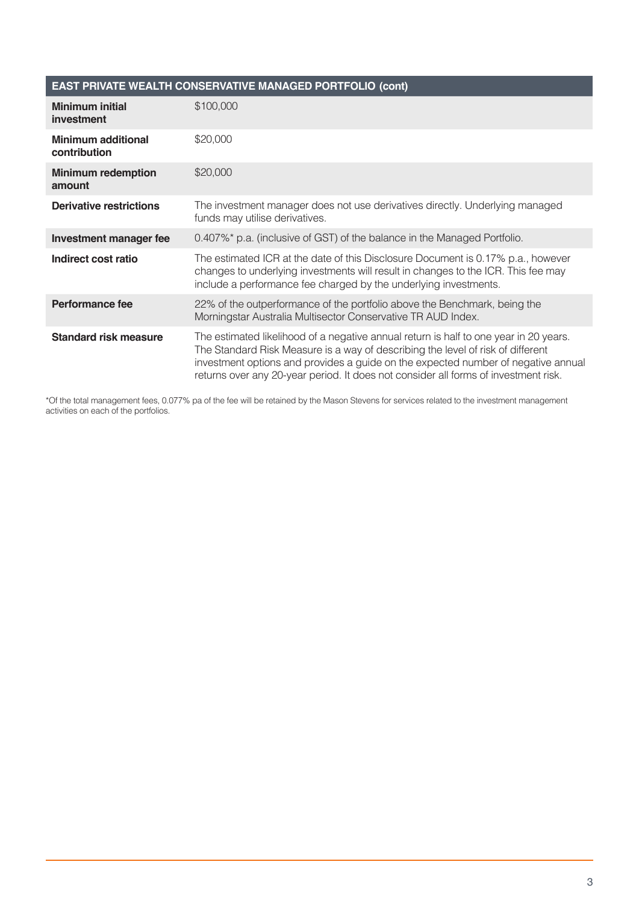| EAST PRIVATE WEALTH CONSERVATIVE MANAGED PORTFOLIO (cont) | |
|---|---|
| **Minimum initial investment** | $100,000 |
| **Minimum additional contribution** | $20,000 |
| **Minimum redemption amount** | $20,000 |
| **Derivative restrictions** | The investment manager does not use derivatives directly. Underlying managed funds may utilise derivatives. |
| **Investment manager fee** | 0.407%* p.a. (inclusive of GST) of the balance in the Managed Portfolio. |
| **Indirect cost ratio** | The estimated ICR at the date of this Disclosure Document is 0.17% p.a., however changes to underlying investments will result in changes to the ICR. This fee may include a performance fee charged by the underlying investments. |
| **Performance fee** | 22% of the outperformance of the portfolio above the Benchmark, being the Morningstar Australia Multisector Conservative TR AUD Index. |
| **Standard risk measure** | The estimated likelihood of a negative annual return is half to one year in 20 years. The Standard Risk Measure is a way of describing the level of risk of different investment options and provides a guide on the expected number of negative annual returns over any 20-year period. It does not consider all forms of investment risk. |

*Of the total management fees, 0.077% pa of the fee will be retained by the Mason Stevens for services related to the investment management activities on each of the portfolios.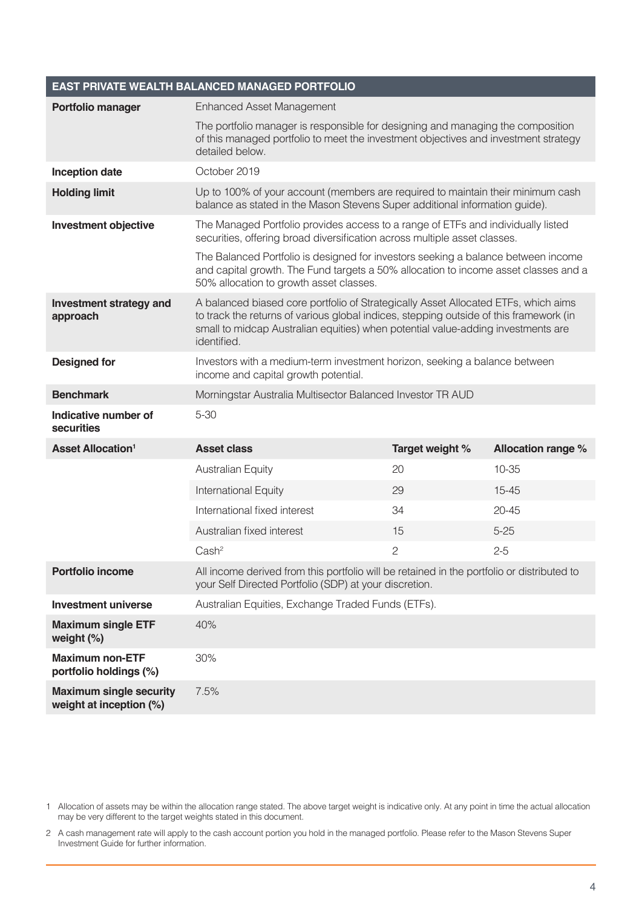## EAST PRIVATE WEALTH BALANCED MANAGED PORTFOLIO

| | | | |
|---|---|---|---|
| **Portfolio manager** | Enhanced Asset Management<br><br>The portfolio manager is responsible for designing and managing the composition of this managed portfolio to meet the investment objectives and investment strategy detailed below. | | |
| **Inception date** | October 2019 | | |
| **Holding limit** | Up to 100% of your account (members are required to maintain their minimum cash balance as stated in the Mason Stevens Super additional information guide). | | |
| **Investment objective** | The Managed Portfolio provides access to a range of ETFs and individually listed securities, offering broad diversification across multiple asset classes.<br><br>The Balanced Portfolio is designed for investors seeking a balance between income and capital growth. The Fund targets a 50% allocation to income asset classes and a 50% allocation to growth asset classes. | | |
| **Investment strategy and approach** | A balanced biased core portfolio of Strategically Asset Allocated ETFs, which aims to track the returns of various global indices, stepping outside of this framework (in small to midcap Australian equities) when potential value-adding investments are identified. | | |
| **Designed for** | Investors with a medium-term investment horizon, seeking a balance between income and capital growth potential. | | |
| **Benchmark** | Morningstar Australia Multisector Balanced Investor TR AUD | | |
| **Indicative number of securities** | 5-30 | | |
| **Asset Allocation**[1] | **Asset class** | **Target weight %** | **Allocation range %** |
| | Australian Equity | 20 | 10-35 |
| | International Equity | 29 | 15-45 |
| | International fixed interest | 34 | 20-45 |
| | Australian fixed interest | 15 | 5-25 |
| | Cash[2] | 2 | 2-5 |
| **Portfolio income** | All income derived from this portfolio will be retained in the portfolio or distributed to your Self Directed Portfolio (SDP) at your discretion. | | |
| **Investment universe** | Australian Equities, Exchange Traded Funds (ETFs). | | |
| **Maximum single ETF weight (%)** | 40% | | |
| **Maximum non-ETF portfolio holdings (%)** | 30% | | |
| **Maximum single security weight at inception (%)** | 7.5% | | |

1 Allocation of assets may be within the allocation range stated. The above target weight is indicative only. At any point in time the actual allocation may be very different to the target weights stated in this document.

2 A cash management rate will apply to the cash account portion you hold in the managed portfolio. Please refer to the Mason Stevens Super Investment Guide for further information.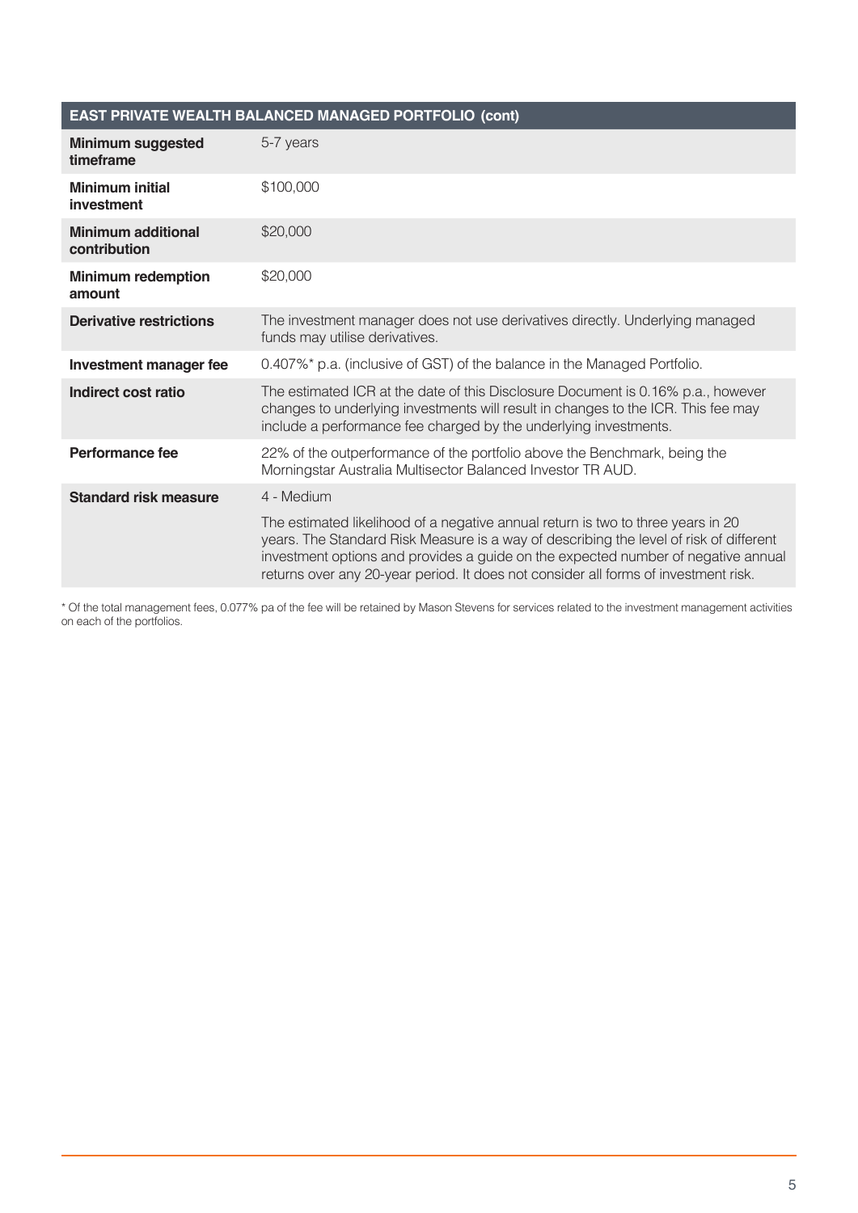| EAST PRIVATE WEALTH BALANCED MANAGED PORTFOLIO (cont) | |
|---|---|
| **Minimum suggested timeframe** | 5-7 years |
| **Minimum initial investment** | $100,000 |
| **Minimum additional contribution** | $20,000 |
| **Minimum redemption amount** | $20,000 |
| **Derivative restrictions** | The investment manager does not use derivatives directly. Underlying managed funds may utilise derivatives. |
| **Investment manager fee** | 0.407%* p.a. (inclusive of GST) of the balance in the Managed Portfolio. |
| **Indirect cost ratio** | The estimated ICR at the date of this Disclosure Document is 0.16% p.a., however changes to underlying investments will result in changes to the ICR. This fee may include a performance fee charged by the underlying investments. |
| **Performance fee** | 22% of the outperformance of the portfolio above the Benchmark, being the Morningstar Australia Multisector Balanced Investor TR AUD. |
| **Standard risk measure** | 4 - Medium<br><br>The estimated likelihood of a negative annual return is two to three years in 20 years. The Standard Risk Measure is a way of describing the level of risk of different investment options and provides a guide on the expected number of negative annual returns over any 20-year period. It does not consider all forms of investment risk. |

* Of the total management fees, 0.077% pa of the fee will be retained by Mason Stevens for services related to the investment management activities on each of the portfolios.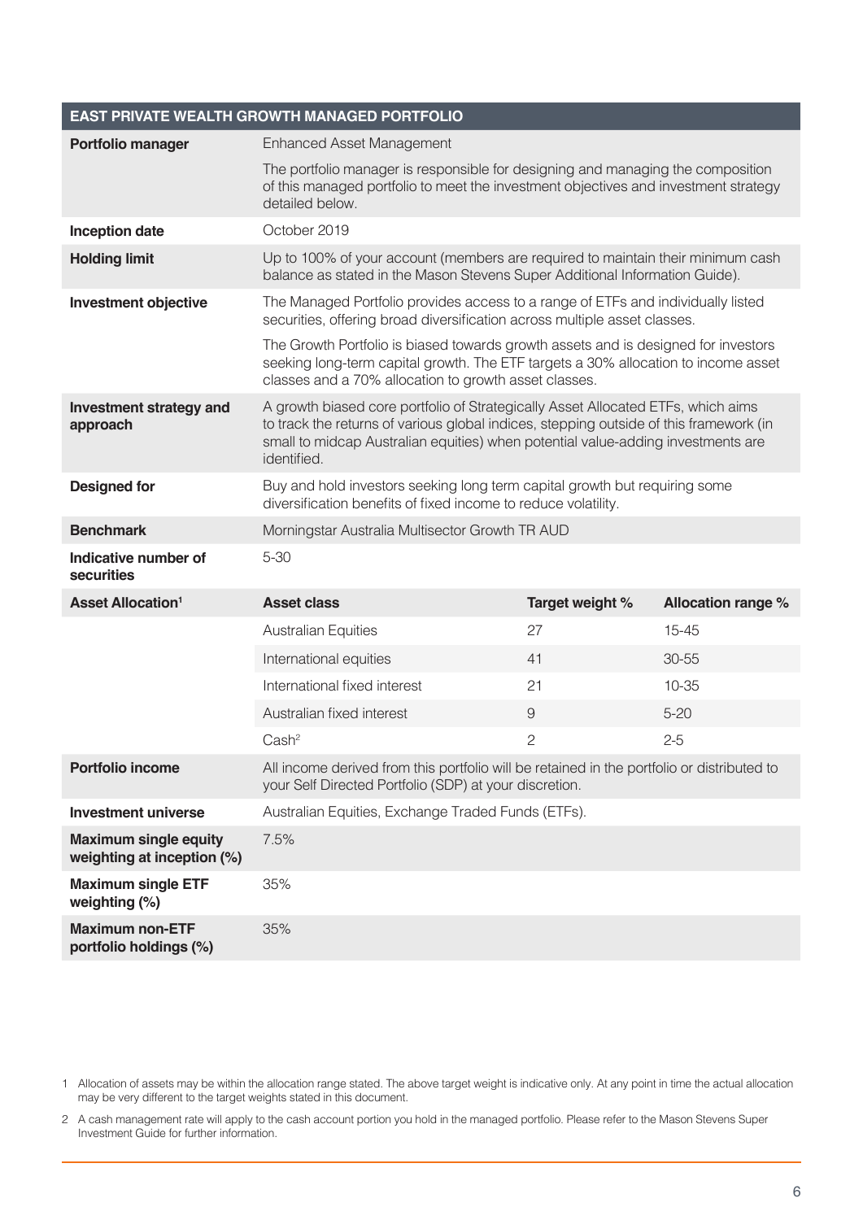## EAST PRIVATE WEALTH GROWTH MANAGED PORTFOLIO

| | | | |
|---|---|---|---|
| **Portfolio manager** | Enhanced Asset Management<br><br>The portfolio manager is responsible for designing and managing the composition of this managed portfolio to meet the investment objectives and investment strategy detailed below. | | |
| **Inception date** | October 2019 | | |
| **Holding limit** | Up to 100% of your account (members are required to maintain their minimum cash balance as stated in the Mason Stevens Super Additional Information Guide). | | |
| **Investment objective** | The Managed Portfolio provides access to a range of ETFs and individually listed securities, offering broad diversification across multiple asset classes.<br><br>The Growth Portfolio is biased towards growth assets and is designed for investors seeking long-term capital growth. The ETF targets a 30% allocation to income asset classes and a 70% allocation to growth asset classes. | | |
| **Investment strategy and approach** | A growth biased core portfolio of Strategically Asset Allocated ETFs, which aims to track the returns of various global indices, stepping outside of this framework (in small to midcap Australian equities) when potential value-adding investments are identified. | | |
| **Designed for** | Buy and hold investors seeking long term capital growth but requiring some diversification benefits of fixed income to reduce volatility. | | |
| **Benchmark** | Morningstar Australia Multisector Growth TR AUD | | |
| **Indicative number of securities** | 5-30 | | |
| **Asset Allocation[1]** | **Asset class** | **Target weight %** | **Allocation range %** |
| | Australian Equities | 27 | 15-45 |
| | International equities | 41 | 30-55 |
| | International fixed interest | 21 | 10-35 |
| | Australian fixed interest | 9 | 5-20 |
| | Cash[2] | 2 | 2-5 |
| **Portfolio income** | All income derived from this portfolio will be retained in the portfolio or distributed to your Self Directed Portfolio (SDP) at your discretion. | | |
| **Investment universe** | Australian Equities, Exchange Traded Funds (ETFs). | | |
| **Maximum single equity weighting at inception (%)** | 7.5% | | |
| **Maximum single ETF weighting (%)** | 35% | | |
| **Maximum non-ETF portfolio holdings (%)** | 35% | | |

1 Allocation of assets may be within the allocation range stated. The above target weight is indicative only. At any point in time the actual allocation may be very different to the target weights stated in this document.

2 A cash management rate will apply to the cash account portion you hold in the managed portfolio. Please refer to the Mason Stevens Super Investment Guide for further information.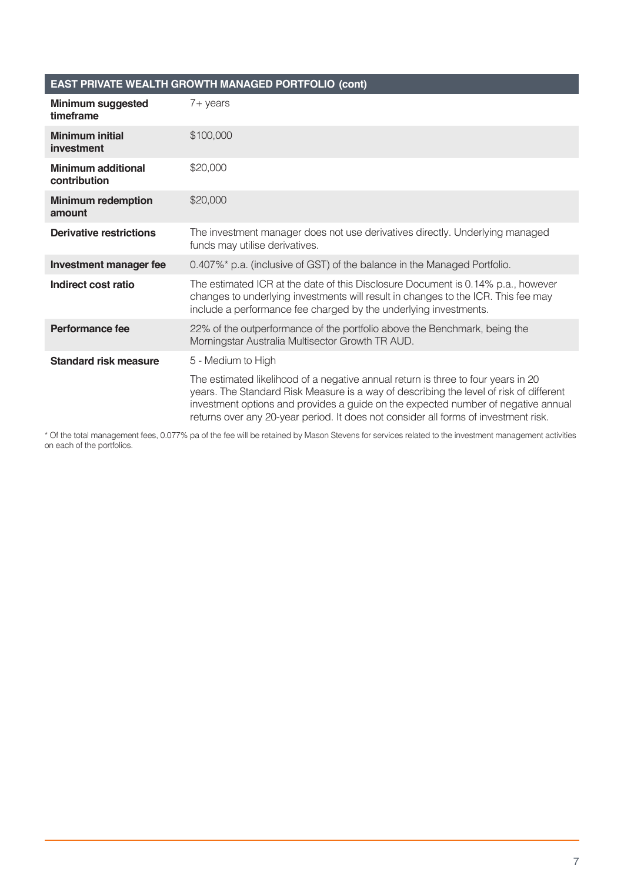| EAST PRIVATE WEALTH GROWTH MANAGED PORTFOLIO (cont) | |
|---|---|
| **Minimum suggested timeframe** | 7+ years |
| **Minimum initial investment** | $100,000 |
| **Minimum additional contribution** | $20,000 |
| **Minimum redemption amount** | $20,000 |
| **Derivative restrictions** | The investment manager does not use derivatives directly. Underlying managed funds may utilise derivatives. |
| **Investment manager fee** | 0.407%* p.a. (inclusive of GST) of the balance in the Managed Portfolio. |
| **Indirect cost ratio** | The estimated ICR at the date of this Disclosure Document is 0.14% p.a., however changes to underlying investments will result in changes to the ICR. This fee may include a performance fee charged by the underlying investments. |
| **Performance fee** | 22% of the outperformance of the portfolio above the Benchmark, being the Morningstar Australia Multisector Growth TR AUD. |
| **Standard risk measure** | 5 - Medium to High<br><br>The estimated likelihood of a negative annual return is three to four years in 20 years. The Standard Risk Measure is a way of describing the level of risk of different investment options and provides a guide on the expected number of negative annual returns over any 20-year period. It does not consider all forms of investment risk. |

* Of the total management fees, 0.077% pa of the fee will be retained by Mason Stevens for services related to the investment management activities on each of the portfolios.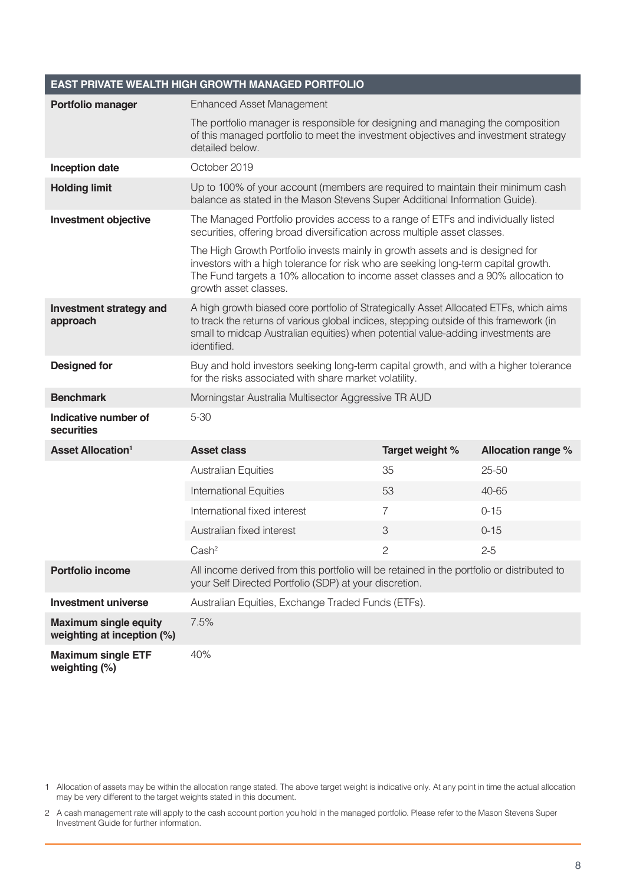| EAST PRIVATE WEALTH HIGH GROWTH MANAGED PORTFOLIO | | | |
|---|---|---|---|
| **Portfolio manager** | Enhanced Asset Management<br><br>The portfolio manager is responsible for designing and managing the composition of this managed portfolio to meet the investment objectives and investment strategy detailed below. | | |
| **Inception date** | October 2019 | | |
| **Holding limit** | Up to 100% of your account (members are required to maintain their minimum cash balance as stated in the Mason Stevens Super Additional Information Guide). | | |
| **Investment objective** | The Managed Portfolio provides access to a range of ETFs and individually listed securities, offering broad diversification across multiple asset classes.<br><br>The High Growth Portfolio invests mainly in growth assets and is designed for investors with a high tolerance for risk who are seeking long-term capital growth. The Fund targets a 10% allocation to income asset classes and a 90% allocation to growth asset classes. | | |
| **Investment strategy and approach** | A high growth biased core portfolio of Strategically Asset Allocated ETFs, which aims to track the returns of various global indices, stepping outside of this framework (in small to midcap Australian equities) when potential value-adding investments are identified. | | |
| **Designed for** | Buy and hold investors seeking long-term capital growth, and with a higher tolerance for the risks associated with share market volatility. | | |
| **Benchmark** | Morningstar Australia Multisector Aggressive TR AUD | | |
| **Indicative number of securities** | 5-30 | | |
| **Asset Allocation[1]** | **Asset class** | **Target weight %** | **Allocation range %** |
| | Australian Equities | 35 | 25-50 |
| | International Equities | 53 | 40-65 |
| | International fixed interest | 7 | 0-15 |
| | Australian fixed interest | 3 | 0-15 |
| | Cash[2] | 2 | 2-5 |
| **Portfolio income** | All income derived from this portfolio will be retained in the portfolio or distributed to your Self Directed Portfolio (SDP) at your discretion. | | |
| **Investment universe** | Australian Equities, Exchange Traded Funds (ETFs). | | |
| **Maximum single equity weighting at inception (%)** | 7.5% | | |
| **Maximum single ETF weighting (%)** | 40% | | |

1 Allocation of assets may be within the allocation range stated. The above target weight is indicative only. At any point in time the actual allocation may be very different to the target weights stated in this document.

2 A cash management rate will apply to the cash account portion you hold in the managed portfolio. Please refer to the Mason Stevens Super Investment Guide for further information.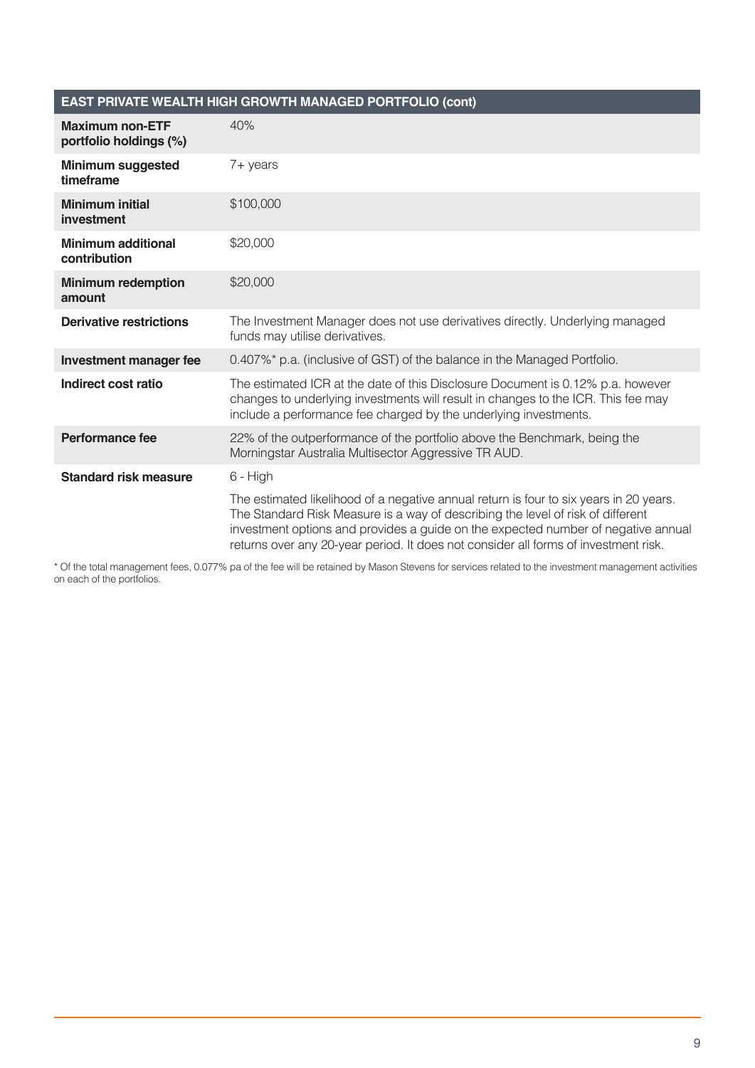| EAST PRIVATE WEALTH HIGH GROWTH MANAGED PORTFOLIO (cont) | |
|---|---|
| **Maximum non-ETF portfolio holdings (%)** | 40% |
| **Minimum suggested timeframe** | 7+ years |
| **Minimum initial investment** | $100,000 |
| **Minimum additional contribution** | $20,000 |
| **Minimum redemption amount** | $20,000 |
| **Derivative restrictions** | The Investment Manager does not use derivatives directly. Underlying managed funds may utilise derivatives. |
| **Investment manager fee** | 0.407%* p.a. (inclusive of GST) of the balance in the Managed Portfolio. |
| **Indirect cost ratio** | The estimated ICR at the date of this Disclosure Document is 0.12% p.a. however changes to underlying investments will result in changes to the ICR. This fee may include a performance fee charged by the underlying investments. |
| **Performance fee** | 22% of the outperformance of the portfolio above the Benchmark, being the Morningstar Australia Multisector Aggressive TR AUD. |
| **Standard risk measure** | 6 - High<br><br>The estimated likelihood of a negative annual return is four to six years in 20 years. The Standard Risk Measure is a way of describing the level of risk of different investment options and provides a guide on the expected number of negative annual returns over any 20-year period. It does not consider all forms of investment risk. |

* Of the total management fees, 0.077% pa of the fee will be retained by Mason Stevens for services related to the investment management activities on each of the portfolios.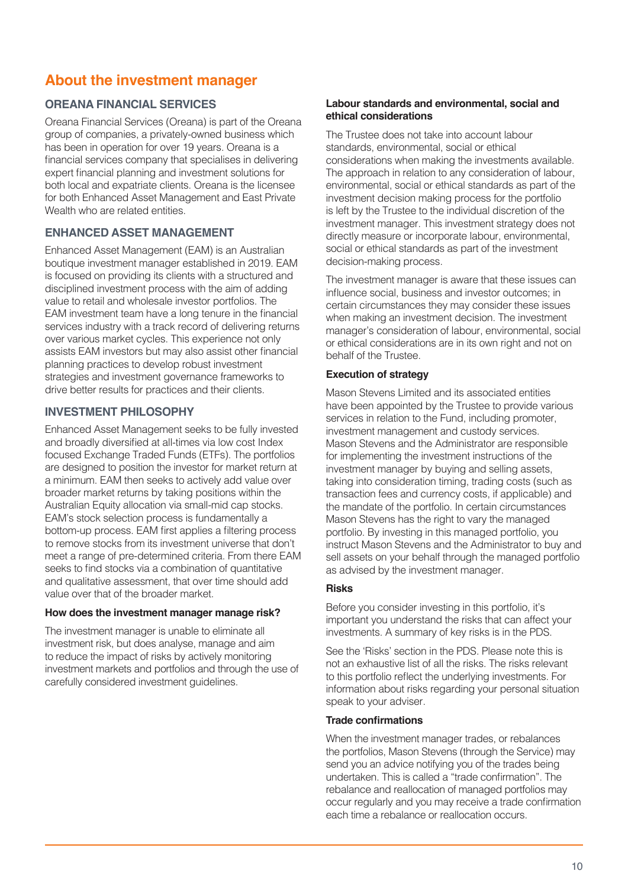# About the investment manager

## OREANA FINANCIAL SERVICES

Oreana Financial Services (Oreana) is part of the Oreana group of companies, a privately-owned business which has been in operation for over 19 years. Oreana is a financial services company that specialises in delivering expert financial planning and investment solutions for both local and expatriate clients. Oreana is the licensee for both Enhanced Asset Management and East Private Wealth who are related entities.

## ENHANCED ASSET MANAGEMENT

Enhanced Asset Management (EAM) is an Australian boutique investment manager established in 2019. EAM is focused on providing its clients with a structured and disciplined investment process with the aim of adding value to retail and wholesale investor portfolios. The EAM investment team have a long tenure in the financial services industry with a track record of delivering returns over various market cycles. This experience not only assists EAM investors but may also assist other financial planning practices to develop robust investment strategies and investment governance frameworks to drive better results for practices and their clients.

## INVESTMENT PHILOSOPHY

Enhanced Asset Management seeks to be fully invested and broadly diversified at all-times via low cost Index focused Exchange Traded Funds (ETFs). The portfolios are designed to position the investor for market return at a minimum. EAM then seeks to actively add value over broader market returns by taking positions within the Australian Equity allocation via small-mid cap stocks. EAM's stock selection process is fundamentally a bottom-up process. EAM first applies a filtering process to remove stocks from its investment universe that don't meet a range of pre-determined criteria. From there EAM seeks to find stocks via a combination of quantitative and qualitative assessment, that over time should add value over that of the broader market.

### How does the investment manager manage risk?

The investment manager is unable to eliminate all investment risk, but does analyse, manage and aim to reduce the impact of risks by actively monitoring investment markets and portfolios and through the use of carefully considered investment guidelines.

### Labour standards and environmental, social and ethical considerations

The Trustee does not take into account labour standards, environmental, social or ethical considerations when making the investments available. The approach in relation to any consideration of labour, environmental, social or ethical standards as part of the investment decision making process for the portfolio is left by the Trustee to the individual discretion of the investment manager. This investment strategy does not directly measure or incorporate labour, environmental, social or ethical standards as part of the investment decision-making process.

The investment manager is aware that these issues can influence social, business and investor outcomes; in certain circumstances they may consider these issues when making an investment decision. The investment manager's consideration of labour, environmental, social or ethical considerations are in its own right and not on behalf of the Trustee.

### Execution of strategy

Mason Stevens Limited and its associated entities have been appointed by the Trustee to provide various services in relation to the Fund, including promoter, investment management and custody services. Mason Stevens and the Administrator are responsible for implementing the investment instructions of the investment manager by buying and selling assets, taking into consideration timing, trading costs (such as transaction fees and currency costs, if applicable) and the mandate of the portfolio. In certain circumstances Mason Stevens has the right to vary the managed portfolio. By investing in this managed portfolio, you instruct Mason Stevens and the Administrator to buy and sell assets on your behalf through the managed portfolio as advised by the investment manager.

### Risks

Before you consider investing in this portfolio, it's important you understand the risks that can affect your investments. A summary of key risks is in the PDS.

See the 'Risks' section in the PDS. Please note this is not an exhaustive list of all the risks. The risks relevant to this portfolio reflect the underlying investments. For information about risks regarding your personal situation speak to your adviser.

### Trade confirmations

When the investment manager trades, or rebalances the portfolios, Mason Stevens (through the Service) may send you an advice notifying you of the trades being undertaken. This is called a "trade confirmation". The rebalance and reallocation of managed portfolios may occur regularly and you may receive a trade confirmation each time a rebalance or reallocation occurs.